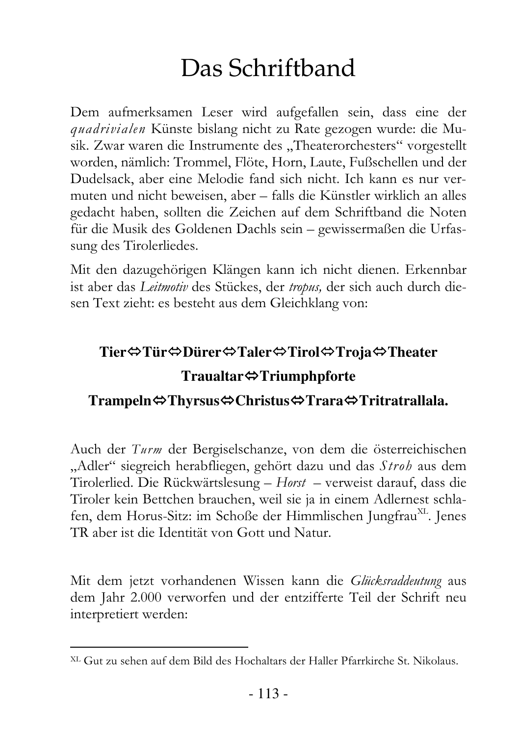# Das Schriftband

Dem aufmerksamen Leser wird aufgefallen sein, dass eine der *quadrivialen* Künste bislang nicht zu Rate gezogen wurde: die Musik. Zwar waren die Instrumente des „Theaterorchesters" vorgestellt worden, nämlich: Trommel, Flöte, Horn, Laute, Fußschellen und der Dudelsack, aber eine Melodie fand sich nicht. Ich kann es nur vermuten und nicht beweisen, aber – falls die Künstler wirklich an alles gedacht haben, sollten die Zeichen auf dem Schriftband die Noten für die Musik des Goldenen Dachls sein – gewissermaßen die Urfassung des Tirolerliedes.

Mit den dazugehörigen Klängen kann ich nicht dienen. Erkennbar ist aber das *Leitmotiv* des Stückes, der *tropus,* der sich auch durch diesen Text zieht: es besteht aus dem Gleichklang von:

**Tier⇔Tür⇔Dürer⇔Taler⇔Tirol⇔Troja⇔Theater**

**Traualtar⇔Triumphpforte**

**Trampeln⇔Thyrsus⇔Christus⇔Trara⇔Tritratrallala.**

Auch der *Turm* der Bergiselschanze, von dem die österreichischen „Adler" siegreich herabfliegen, gehört dazu und das *Stroh* aus dem Tirolerlied. Die Rückwärtslesung – *Horst* – verweist darauf, dass die Tiroler kein Bettchen brauchen, weil sie ja in einem Adlernest schlafen, dem Horus-Sitz: im Schoße der Himmlischen Jungfrau[XL]. Jenes TR aber ist die Identität von Gott und Natur.

Mit dem jetzt vorhandenen Wissen kann die *Glücksraddeutung* aus dem Jahr 2.000 verworfen und der entzifferte Teil der Schrift neu interpretiert werden:

---

[XL] Gut zu sehen auf dem Bild des Hochaltars der Haller Pfarrkirche St. Nikolaus.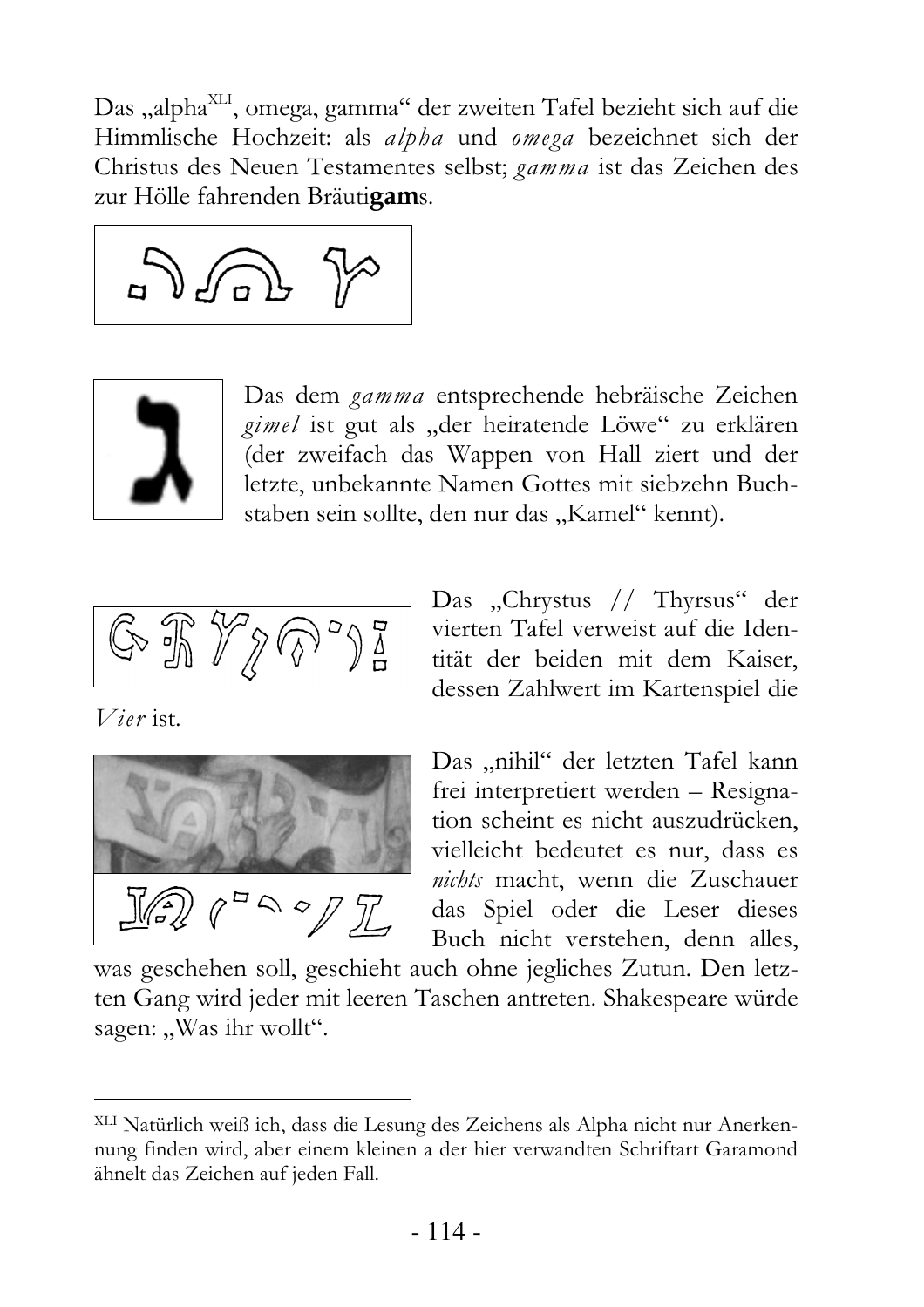Das „alpha[XLI], omega, gamma“ der zweiten Tafel bezieht sich auf die Himmlische Hochzeit: als *alpha* und *omega* bezeichnet sich der Christus des Neuen Testamentes selbst; *gamma* ist das Zeichen des zur Hölle fahrenden Bräuti**gam**s.

Das dem *gamma* entsprechende hebräische Zeichen *gimel* ist gut als „der heiratende Löwe“ zu erklären (der zweifach das Wappen von Hall ziert und der letzte, unbekannte Namen Gottes mit siebzehn Buchstaben sein sollte, den nur das „Kamel“ kennt).

Das „Chrystus // Thyrsus“ der vierten Tafel verweist auf die Identität der beiden mit dem Kaiser, dessen Zahlwert im Kartenspiel die *Vier* ist.

Das „nihil“ der letzten Tafel kann frei interpretiert werden – Resignation scheint es nicht auszudrücken, vielleicht bedeutet es nur, dass es *nichts* macht, wenn die Zuschauer das Spiel oder die Leser dieses Buch nicht verstehen, denn alles, was geschehen soll, geschieht auch ohne jegliches Zutun. Den letzten Gang wird jeder mit leeren Taschen antreten. Shakespeare würde sagen: „Was ihr wollt“.

---

[XLI] Natürlich weiß ich, dass die Lesung des Zeichens als Alpha nicht nur Anerkennung finden wird, aber einem kleinen a der hier verwandten Schriftart Garamond ähnelt das Zeichen auf jeden Fall.